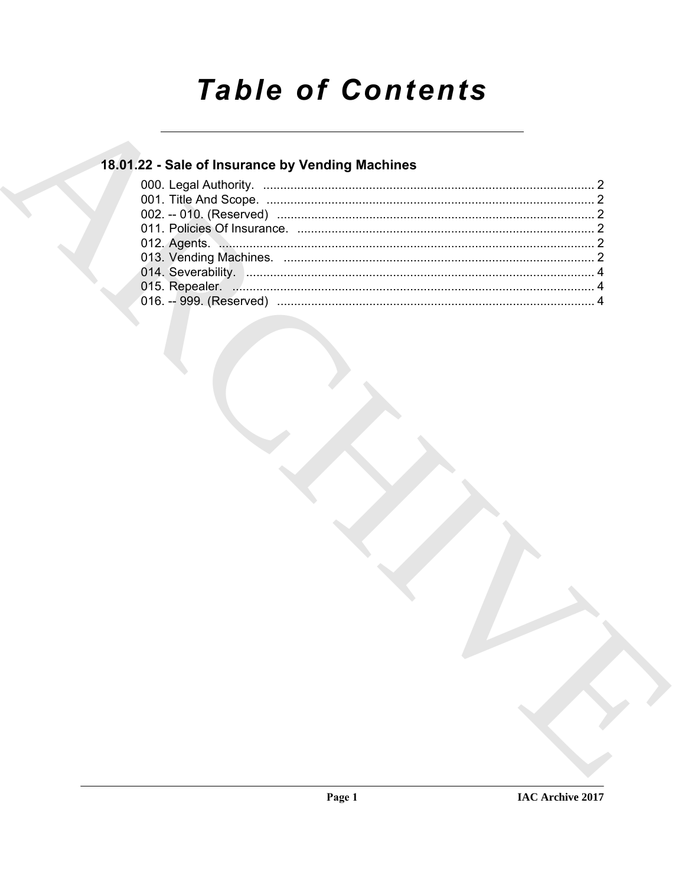# Table of Contents

## 18.01.22 - Sale of Insurance by Vending Machines

000. Legal Authority. ........................................................................................ 2
001. Title And Scope. ........................................................................................ 2
002. -- 010. (Reserved) ........................................................................................ 2
011. Policies Of Insurance. ........................................................................................ 2
012. Agents. ........................................................................................ 2
013. Vending Machines. ........................................................................................ 2
014. Severability. ........................................................................................ 4
015. Repealer. ........................................................................................ 4
016. -- 999. (Reserved) ........................................................................................ 4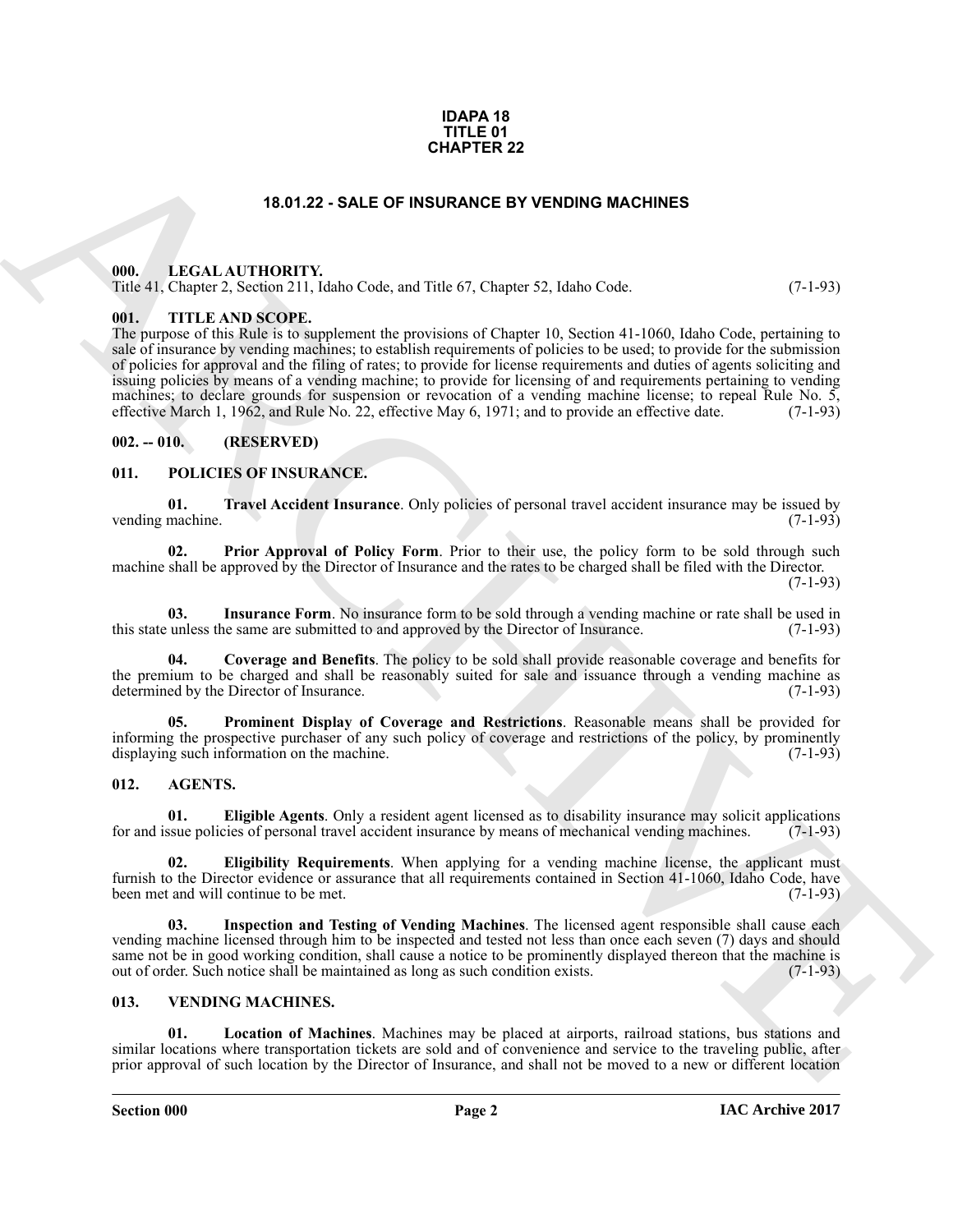**IDAPA 18**
**TITLE 01**
**CHAPTER 22**

# 18.01.22 - SALE OF INSURANCE BY VENDING MACHINES

## 000. LEGAL AUTHORITY.

Title 41, Chapter 2, Section 211, Idaho Code, and Title 67, Chapter 52, Idaho Code. (7-1-93)

## 001. TITLE AND SCOPE.

The purpose of this Rule is to supplement the provisions of Chapter 10, Section 41-1060, Idaho Code, pertaining to sale of insurance by vending machines; to establish requirements of policies to be used; to provide for the submission of policies for approval and the filing of rates; to provide for license requirements and duties of agents soliciting and issuing policies by means of a vending machine; to provide for licensing of and requirements pertaining to vending machines; to declare grounds for suspension or revocation of a vending machine license; to repeal Rule No. 5, effective March 1, 1962, and Rule No. 22, effective May 6, 1971; and to provide an effective date. (7-1-93)

## 002. -- 010. (RESERVED)

## 011. POLICIES OF INSURANCE.

**01. Travel Accident Insurance**. Only policies of personal travel accident insurance may be issued by vending machine. (7-1-93)

**02. Prior Approval of Policy Form**. Prior to their use, the policy form to be sold through such machine shall be approved by the Director of Insurance and the rates to be charged shall be filed with the Director. (7-1-93)

**03. Insurance Form**. No insurance form to be sold through a vending machine or rate shall be used in this state unless the same are submitted to and approved by the Director of Insurance. (7-1-93)

**04. Coverage and Benefits**. The policy to be sold shall provide reasonable coverage and benefits for the premium to be charged and shall be reasonably suited for sale and issuance through a vending machine as determined by the Director of Insurance. (7-1-93)

**05. Prominent Display of Coverage and Restrictions**. Reasonable means shall be provided for informing the prospective purchaser of any such policy of coverage and restrictions of the policy, by prominently displaying such information on the machine. (7-1-93)

## 012. AGENTS.

**01. Eligible Agents**. Only a resident agent licensed as to disability insurance may solicit applications for and issue policies of personal travel accident insurance by means of mechanical vending machines. (7-1-93)

**02. Eligibility Requirements**. When applying for a vending machine license, the applicant must furnish to the Director evidence or assurance that all requirements contained in Section 41-1060, Idaho Code, have been met and will continue to be met. (7-1-93)

**03. Inspection and Testing of Vending Machines**. The licensed agent responsible shall cause each vending machine licensed through him to be inspected and tested not less than once each seven (7) days and should same not be in good working condition, shall cause a notice to be prominently displayed thereon that the machine is out of order. Such notice shall be maintained as long as such condition exists. (7-1-93)

## 013. VENDING MACHINES.

**01. Location of Machines**. Machines may be placed at airports, railroad stations, bus stations and similar locations where transportation tickets are sold and of convenience and service to the traveling public, after prior approval of such location by the Director of Insurance, and shall not be moved to a new or different location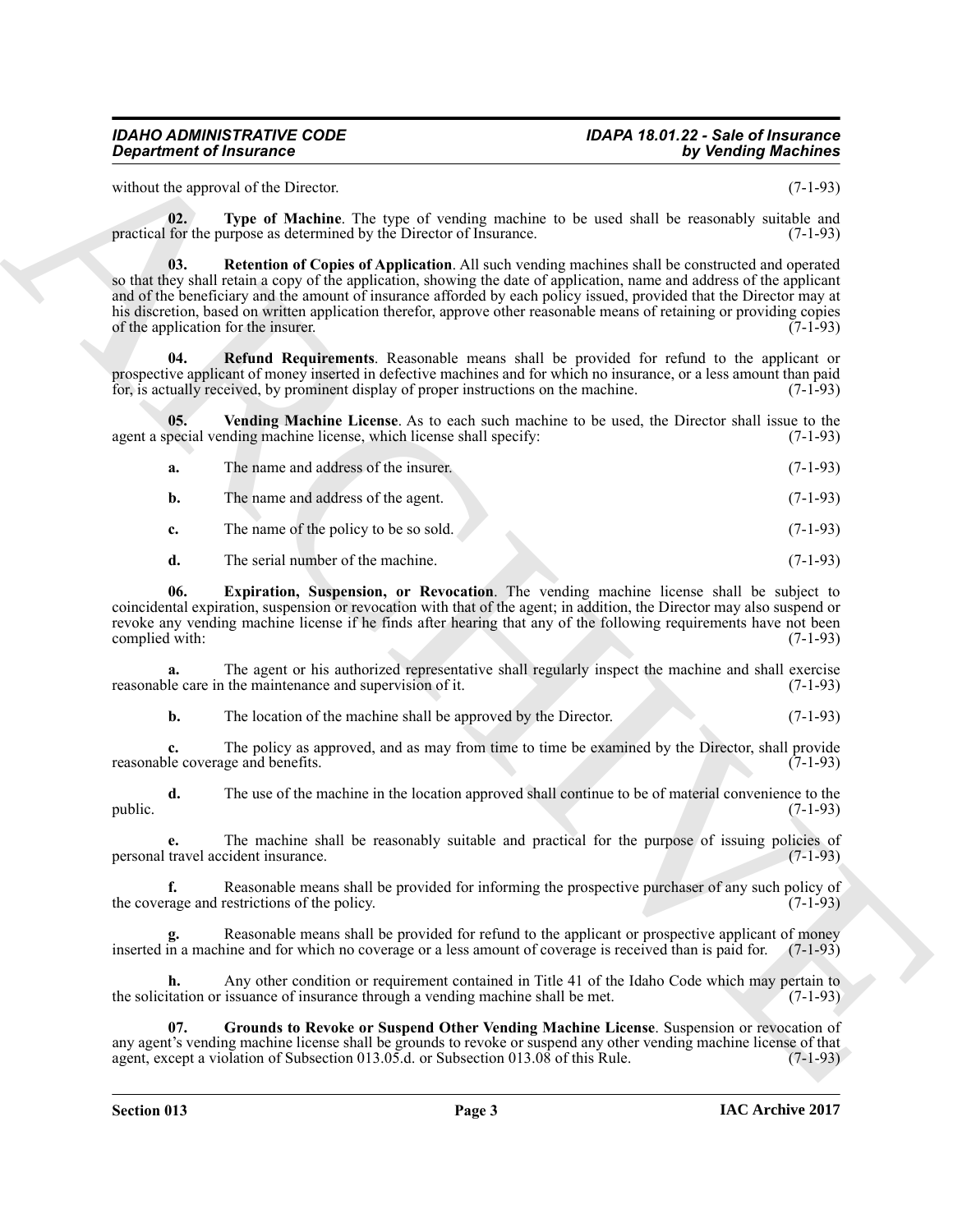without the approval of the Director. (7-1-93)

**02. Type of Machine**. The type of vending machine to be used shall be reasonably suitable and practical for the purpose as determined by the Director of Insurance. (7-1-93)

**03. Retention of Copies of Application**. All such vending machines shall be constructed and operated so that they shall retain a copy of the application, showing the date of application, name and address of the applicant and of the beneficiary and the amount of insurance afforded by each policy issued, provided that the Director may at his discretion, based on written application therefor, approve other reasonable means of retaining or providing copies of the application for the insurer. (7-1-93)

**04. Refund Requirements**. Reasonable means shall be provided for refund to the applicant or prospective applicant of money inserted in defective machines and for which no insurance, or a less amount than paid for, is actually received, by prominent display of proper instructions on the machine. (7-1-93)

**05. Vending Machine License**. As to each such machine to be used, the Director shall issue to the agent a special vending machine license, which license shall specify: (7-1-93)

**a.** The name and address of the insurer. (7-1-93)

**b.** The name and address of the agent. (7-1-93)

**c.** The name of the policy to be so sold. (7-1-93)

**d.** The serial number of the machine. (7-1-93)

**06. Expiration, Suspension, or Revocation**. The vending machine license shall be subject to coincidental expiration, suspension or revocation with that of the agent; in addition, the Director may also suspend or revoke any vending machine license if he finds after hearing that any of the following requirements have not been complied with: (7-1-93)

**a.** The agent or his authorized representative shall regularly inspect the machine and shall exercise reasonable care in the maintenance and supervision of it. (7-1-93)

**b.** The location of the machine shall be approved by the Director. (7-1-93)

**c.** The policy as approved, and as may from time to time be examined by the Director, shall provide reasonable coverage and benefits. (7-1-93)

**d.** The use of the machine in the location approved shall continue to be of material convenience to the public. (7-1-93)

**e.** The machine shall be reasonably suitable and practical for the purpose of issuing policies of personal travel accident insurance. (7-1-93)

**f.** Reasonable means shall be provided for informing the prospective purchaser of any such policy of the coverage and restrictions of the policy. (7-1-93)

**g.** Reasonable means shall be provided for refund to the applicant or prospective applicant of money inserted in a machine and for which no coverage or a less amount of coverage is received than is paid for. (7-1-93)

**h.** Any other condition or requirement contained in Title 41 of the Idaho Code which may pertain to the solicitation or issuance of insurance through a vending machine shall be met. (7-1-93)

**07. Grounds to Revoke or Suspend Other Vending Machine License**. Suspension or revocation of any agent's vending machine license shall be grounds to revoke or suspend any other vending machine license of that agent, except a violation of Subsection 013.05.d. or Subsection 013.08 of this Rule. (7-1-93)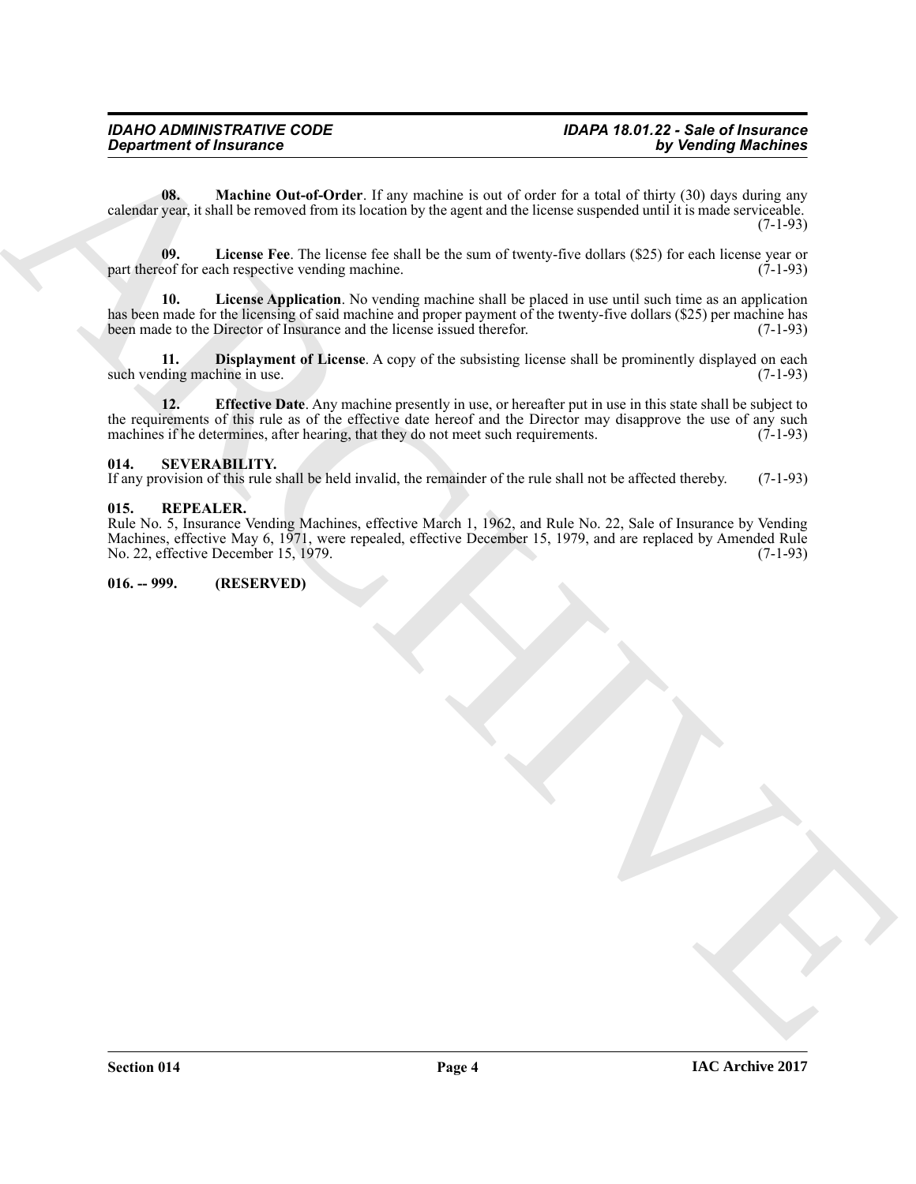**08. Machine Out-of-Order**. If any machine is out of order for a total of thirty (30) days during any calendar year, it shall be removed from its location by the agent and the license suspended until it is made serviceable. (7-1-93)

**09. License Fee**. The license fee shall be the sum of twenty-five dollars ($25) for each license year or part thereof for each respective vending machine. (7-1-93)

**10. License Application**. No vending machine shall be placed in use until such time as an application has been made for the licensing of said machine and proper payment of the twenty-five dollars ($25) per machine has been made to the Director of Insurance and the license issued therefor. (7-1-93)

**11. Displayment of License**. A copy of the subsisting license shall be prominently displayed on each such vending machine in use. (7-1-93)

**12. Effective Date**. Any machine presently in use, or hereafter put in use in this state shall be subject to the requirements of this rule as of the effective date hereof and the Director may disapprove the use of any such machines if he determines, after hearing, that they do not meet such requirements. (7-1-93)

### 014. SEVERABILITY.

If any provision of this rule shall be held invalid, the remainder of the rule shall not be affected thereby. (7-1-93)

### 015. REPEALER.

Rule No. 5, Insurance Vending Machines, effective March 1, 1962, and Rule No. 22, Sale of Insurance by Vending Machines, effective May 6, 1971, were repealed, effective December 15, 1979, and are replaced by Amended Rule No. 22, effective December 15, 1979. (7-1-93)

### 016. -- 999. (RESERVED)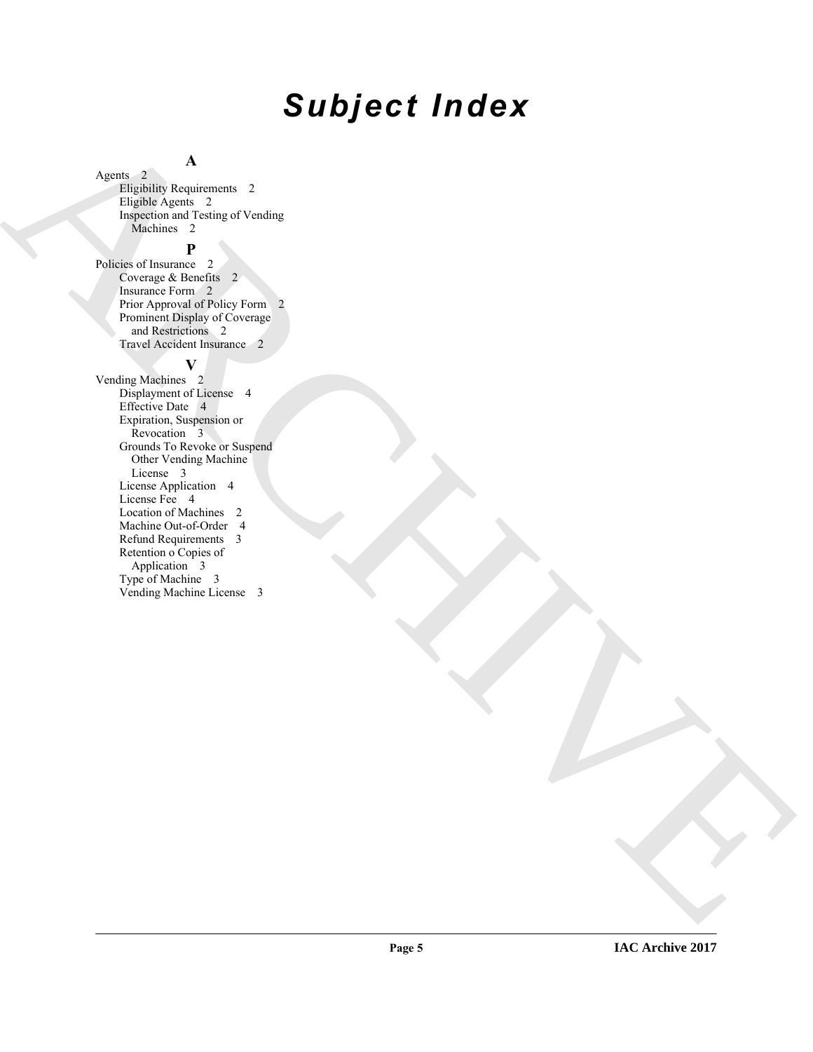# Subject Index

**A**

Agents 2
- Eligibility Requirements 2
- Eligible Agents 2
- Inspection and Testing of Vending Machines 2

**P**

Policies of Insurance 2
- Coverage & Benefits 2
- Insurance Form 2
- Prior Approval of Policy Form 2
- Prominent Display of Coverage and Restrictions 2
- Travel Accident Insurance 2

**V**

Vending Machines 2
- Displayment of License 4
- Effective Date 4
- Expiration, Suspension or Revocation 3
- Grounds To Revoke or Suspend Other Vending Machine License 3
- License Application 4
- License Fee 4
- Location of Machines 2
- Machine Out-of-Order 4
- Refund Requirements 3
- Retention o Copies of Application 3
- Type of Machine 3
- Vending Machine License 3